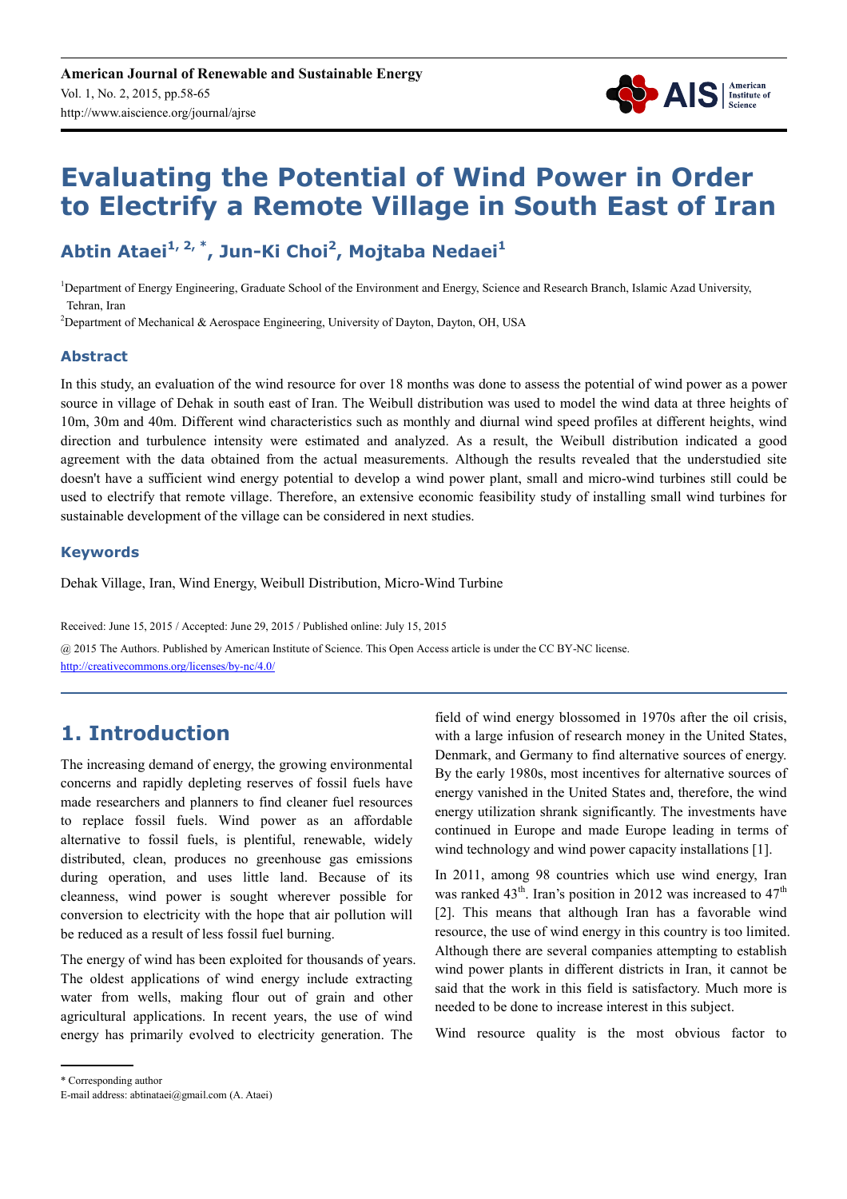# Evaluating the Potential of Wind Power in Order to Electrify a Remote Village in South East of Iran

**Abtin Ataei[1, 2, *], Jun-Ki Choi[2], Mojtaba Nedaei[1]**

[1]Department of Energy Engineering, Graduate School of the Environment and Energy, Science and Research Branch, Islamic Azad University, Tehran, Iran

[2]Department of Mechanical & Aerospace Engineering, University of Dayton, Dayton, OH, USA

## Abstract

In this study, an evaluation of the wind resource for over 18 months was done to assess the potential of wind power as a power source in village of Dehak in south east of Iran. The Weibull distribution was used to model the wind data at three heights of 10m, 30m and 40m. Different wind characteristics such as monthly and diurnal wind speed profiles at different heights, wind direction and turbulence intensity were estimated and analyzed. As a result, the Weibull distribution indicated a good agreement with the data obtained from the actual measurements. Although the results revealed that the understudied site doesn't have a sufficient wind energy potential to develop a wind power plant, small and micro-wind turbines still could be used to electrify that remote village. Therefore, an extensive economic feasibility study of installing small wind turbines for sustainable development of the village can be considered in next studies.

## Keywords

Dehak Village, Iran, Wind Energy, Weibull Distribution, Micro-Wind Turbine

Received: June 15, 2015 / Accepted: June 29, 2015 / Published online: July 15, 2015

@ 2015 The Authors. Published by American Institute of Science. This Open Access article is under the CC BY-NC license. http://creativecommons.org/licenses/by-nc/4.0/

## 1. Introduction

The increasing demand of energy, the growing environmental concerns and rapidly depleting reserves of fossil fuels have made researchers and planners to find cleaner fuel resources to replace fossil fuels. Wind power as an affordable alternative to fossil fuels, is plentiful, renewable, widely distributed, clean, produces no greenhouse gas emissions during operation, and uses little land. Because of its cleanness, wind power is sought wherever possible for conversion to electricity with the hope that air pollution will be reduced as a result of less fossil fuel burning.

The energy of wind has been exploited for thousands of years. The oldest applications of wind energy include extracting water from wells, making flour out of grain and other agricultural applications. In recent years, the use of wind energy has primarily evolved to electricity generation. The field of wind energy blossomed in 1970s after the oil crisis, with a large infusion of research money in the United States, Denmark, and Germany to find alternative sources of energy. By the early 1980s, most incentives for alternative sources of energy vanished in the United States and, therefore, the wind energy utilization shrank significantly. The investments have continued in Europe and made Europe leading in terms of wind technology and wind power capacity installations [1].

In 2011, among 98 countries which use wind energy, Iran was ranked 43$^{th}$. Iran's position in 2012 was increased to 47$^{th}$ [2]. This means that although Iran has a favorable wind resource, the use of wind energy in this country is too limited. Although there are several companies attempting to establish wind power plants in different districts in Iran, it cannot be said that the work in this field is satisfactory. Much more is needed to be done to increase interest in this subject.

Wind resource quality is the most obvious factor to

\* Corresponding author
E-mail address: abtinataei@gmail.com (A. Ataei)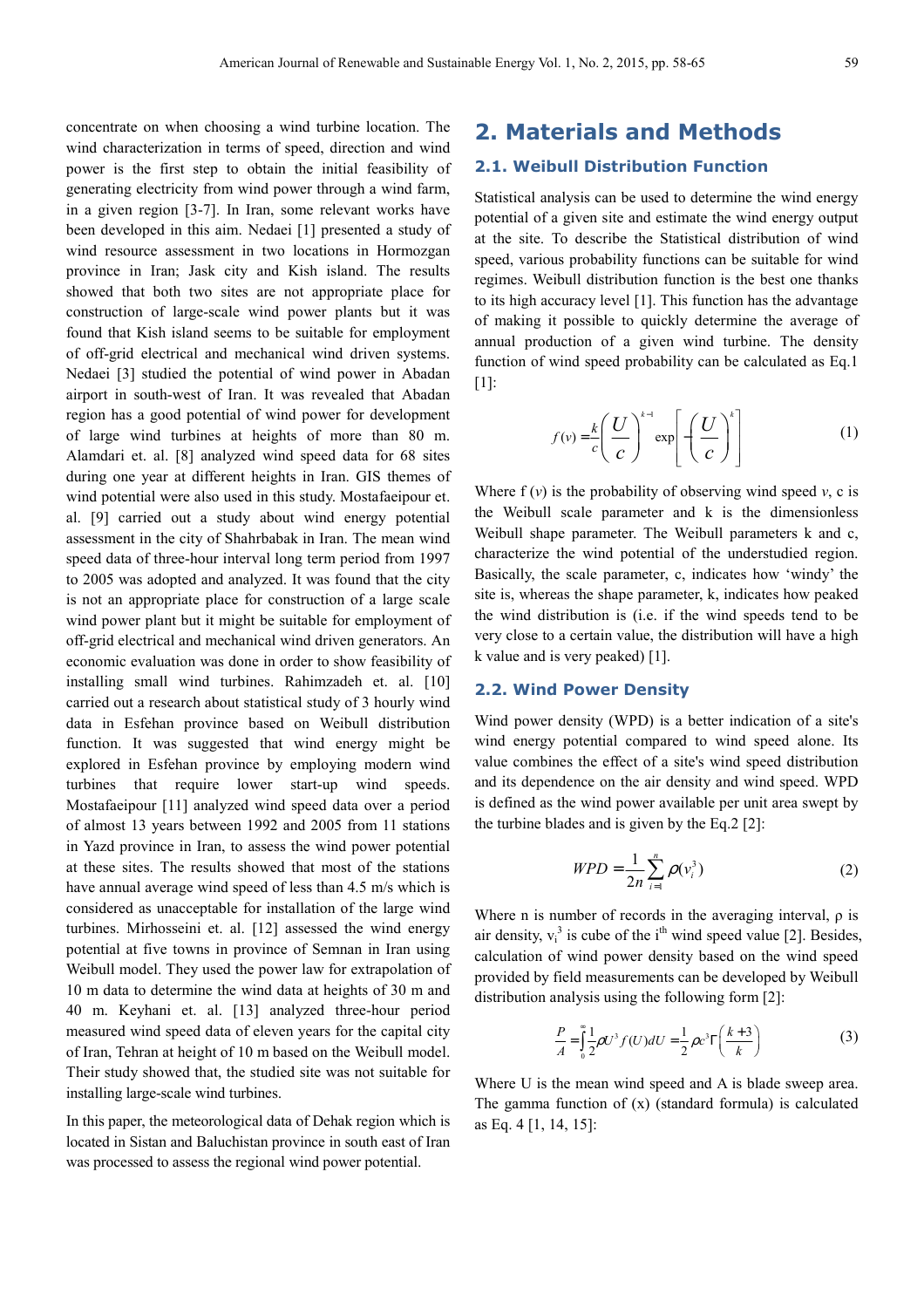concentrate on when choosing a wind turbine location. The wind characterization in terms of speed, direction and wind power is the first step to obtain the initial feasibility of generating electricity from wind power through a wind farm, in a given region [3-7]. In Iran, some relevant works have been developed in this aim. Nedaei [1] presented a study of wind resource assessment in two locations in Hormozgan province in Iran; Jask city and Kish island. The results showed that both two sites are not appropriate place for construction of large-scale wind power plants but it was found that Kish island seems to be suitable for employment of off-grid electrical and mechanical wind driven systems. Nedaei [3] studied the potential of wind power in Abadan airport in south-west of Iran. It was revealed that Abadan region has a good potential of wind power for development of large wind turbines at heights of more than 80 m. Alamdari et. al. [8] analyzed wind speed data for 68 sites during one year at different heights in Iran. GIS themes of wind potential were also used in this study. Mostafaeipour et. al. [9] carried out a study about wind energy potential assessment in the city of Shahrbabak in Iran. The mean wind speed data of three-hour interval long term period from 1997 to 2005 was adopted and analyzed. It was found that the city is not an appropriate place for construction of a large scale wind power plant but it might be suitable for employment of off-grid electrical and mechanical wind driven generators. An economic evaluation was done in order to show feasibility of installing small wind turbines. Rahimzadeh et. al. [10] carried out a research about statistical study of 3 hourly wind data in Esfehan province based on Weibull distribution function. It was suggested that wind energy might be explored in Esfehan province by employing modern wind turbines that require lower start-up wind speeds. Mostafaeipour [11] analyzed wind speed data over a period of almost 13 years between 1992 and 2005 from 11 stations in Yazd province in Iran, to assess the wind power potential at these sites. The results showed that most of the stations have annual average wind speed of less than 4.5 m/s which is considered as unacceptable for installation of the large wind turbines. Mirhosseini et. al. [12] assessed the wind energy potential at five towns in province of Semnan in Iran using Weibull model. They used the power law for extrapolation of 10 m data to determine the wind data at heights of 30 m and 40 m. Keyhani et. al. [13] analyzed three-hour period measured wind speed data of eleven years for the capital city of Iran, Tehran at height of 10 m based on the Weibull model. Their study showed that, the studied site was not suitable for installing large-scale wind turbines.

In this paper, the meteorological data of Dehak region which is located in Sistan and Baluchistan province in south east of Iran was processed to assess the regional wind power potential.

## 2. Materials and Methods

### 2.1. Weibull Distribution Function

Statistical analysis can be used to determine the wind energy potential of a given site and estimate the wind energy output at the site. To describe the Statistical distribution of wind speed, various probability functions can be suitable for wind regimes. Weibull distribution function is the best one thanks to its high accuracy level [1]. This function has the advantage of making it possible to quickly determine the average of annual production of a given wind turbine. The density function of wind speed probability can be calculated as Eq.1 [1]:

$$f(v) = \frac{k}{c}\left(\frac{U}{c}\right)^{k-1}\exp\left[-\left(\frac{U}{c}\right)^{k}\right] \tag{1}$$

Where f ($v$) is the probability of observing wind speed $v$, c is the Weibull scale parameter and k is the dimensionless Weibull shape parameter. The Weibull parameters k and c, characterize the wind potential of the understudied region. Basically, the scale parameter, c, indicates how 'windy' the site is, whereas the shape parameter, k, indicates how peaked the wind distribution is (i.e. if the wind speeds tend to be very close to a certain value, the distribution will have a high k value and is very peaked) [1].

### 2.2. Wind Power Density

Wind power density (WPD) is a better indication of a site's wind energy potential compared to wind speed alone. Its value combines the effect of a site's wind speed distribution and its dependence on the air density and wind speed. WPD is defined as the wind power available per unit area swept by the turbine blades and is given by the Eq.2 [2]:

$$WPD = \frac{1}{2n}\sum_{i=1}^{n}\rho(v_i^3) \tag{2}$$

Where n is number of records in the averaging interval, ρ is air density, $v_i^3$ is cube of the i[th] wind speed value [2]. Besides, calculation of wind power density based on the wind speed distribution provided by field measurements can be developed by Weibull distribution analysis using the following form [2]:

$$\frac{P}{A} = \int_0^{\infty}\frac{1}{2}\rho U^3 f(U)dU = \frac{1}{2}\rho c^3 \Gamma\left(\frac{k+3}{k}\right) \tag{3}$$

Where U is the mean wind speed and A is blade sweep area. The gamma function of (x) (standard formula) is calculated as Eq. 4 [1, 14, 15]: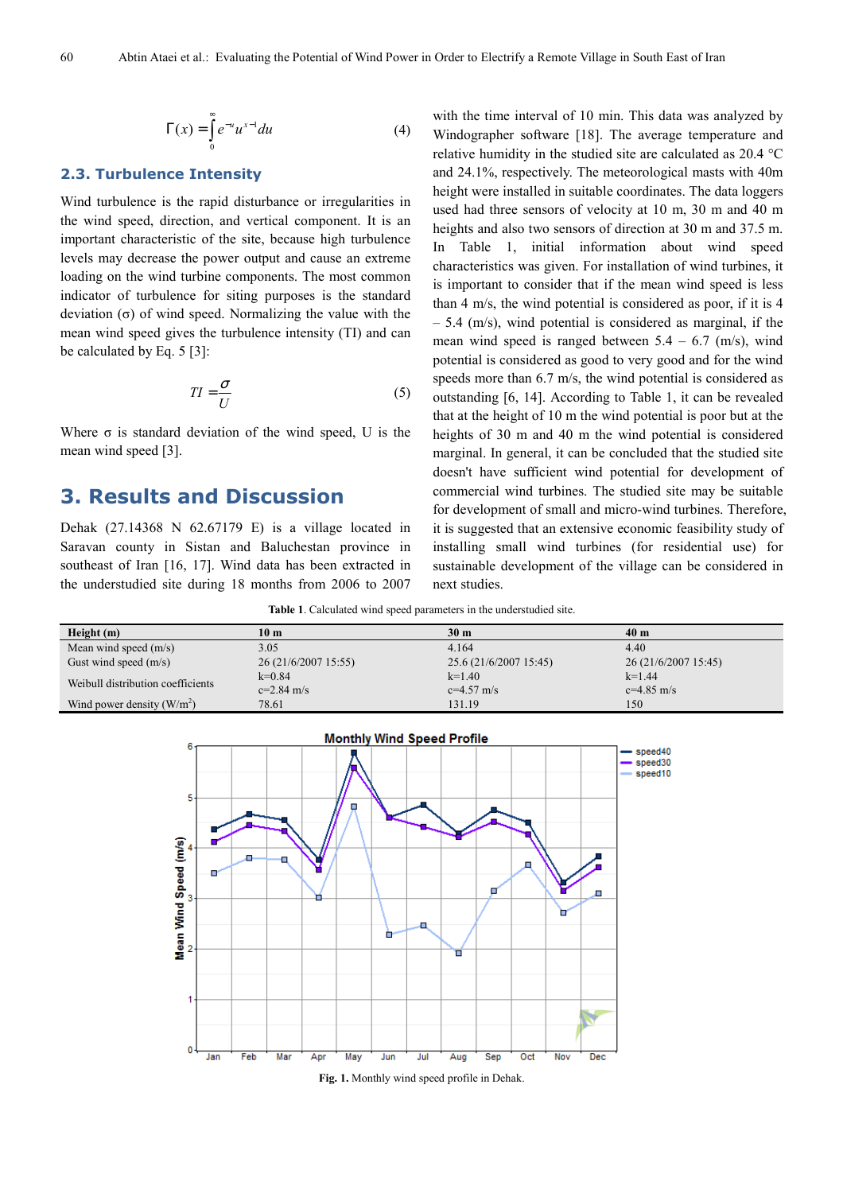$$\Gamma(x) = \int_0^\infty e^{-u} u^{x-1} du \quad (4)$$

### 2.3. Turbulence Intensity

Wind turbulence is the rapid disturbance or irregularities in the wind speed, direction, and vertical component. It is an important characteristic of the site, because high turbulence levels may decrease the power output and cause an extreme loading on the wind turbine components. The most common indicator of turbulence for siting purposes is the standard deviation (σ) of wind speed. Normalizing the value with the mean wind speed gives the turbulence intensity (TI) and can be calculated by Eq. 5 [3]:

$$TI = \frac{\sigma}{U} \quad (5)$$

Where σ is standard deviation of the wind speed, U is the mean wind speed [3].

## 3. Results and Discussion

Dehak (27.14368 N 62.67179 E) is a village located in Saravan county in Sistan and Baluchestan province in southeast of Iran [16, 17]. Wind data has been extracted in the understudied site during 18 months from 2006 to 2007 with the time interval of 10 min. This data was analyzed by Windographer software [18]. The average temperature and relative humidity in the studied site are calculated as 20.4 °C and 24.1%, respectively. The meteorological masts with 40m height were installed in suitable coordinates. The data loggers used had three sensors of velocity at 10 m, 30 m and 40 m heights and also two sensors of direction at 30 m and 37.5 m. In Table 1, initial information about wind speed characteristics was given. For installation of wind turbines, it is important to consider that if the mean wind speed is less than 4 m/s, the wind potential is considered as poor, if it is 4 – 5.4 (m/s), wind potential is considered as marginal, if the mean wind speed is ranged between 5.4 – 6.7 (m/s), wind potential is considered as good to very good and for the wind speeds more than 6.7 m/s, the wind potential is considered as outstanding [6, 14]. According to Table 1, it can be revealed that at the height of 10 m the wind potential is poor but at the heights of 30 m and 40 m the wind potential is considered marginal. In general, it can be concluded that the studied site doesn't have sufficient wind potential for development of commercial wind turbines. The studied site may be suitable for development of small and micro-wind turbines. Therefore, it is suggested that an extensive economic feasibility study of installing small wind turbines (for residential use) for sustainable development of the village can be considered in next studies.

**Table 1**. Calculated wind speed parameters in the understudied site.

| Height (m) | 10 m | 30 m | 40 m |
|---|---|---|---|
| Mean wind speed (m/s) | 3.05 | 4.164 | 4.40 |
| Gust wind speed (m/s) | 26 (21/6/2007 15:55) | 25.6 (21/6/2007 15:45) | 26 (21/6/2007 15:45) |
| Weibull distribution coefficients | k=0.84<br>c=2.84 m/s | k=1.40<br>c=4.57 m/s | k=1.44<br>c=4.85 m/s |
| Wind power density (W/m²) | 78.61 | 131.19 | 150 |

**Fig. 1.** Monthly wind speed profile in Dehak.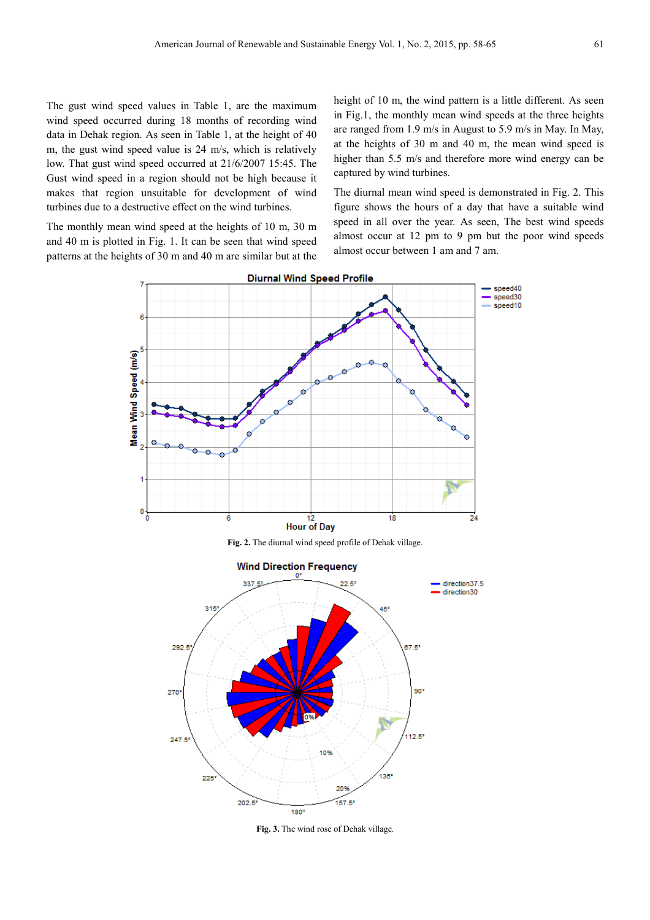The gust wind speed values in Table 1, are the maximum wind speed occurred during 18 months of recording wind data in Dehak region. As seen in Table 1, at the height of 40 m, the gust wind speed value is 24 m/s, which is relatively low. That gust wind speed occurred at 21/6/2007 15:45. The Gust wind speed in a region should not be high because it makes that region unsuitable for development of wind turbines due to a destructive effect on the wind turbines.

The monthly mean wind speed at the heights of 10 m, 30 m and 40 m is plotted in Fig. 1. It can be seen that wind speed patterns at the heights of 30 m and 40 m are similar but at the height of 10 m, the wind pattern is a little different. As seen in Fig.1, the monthly mean wind speeds at the three heights are ranged from 1.9 m/s in August to 5.9 m/s in May. In May, at the heights of 30 m and 40 m, the mean wind speed is higher than 5.5 m/s and therefore more wind energy can be captured by wind turbines.

The diurnal mean wind speed is demonstrated in Fig. 2. This figure shows the hours of a day that have a suitable wind speed in all over the year. As seen, The best wind speeds almost occur at 12 pm to 9 pm but the poor wind speeds almost occur between 1 am and 7 am.

**Fig. 2.** The diurnal wind speed profile of Dehak village.

**Fig. 3.** The wind rose of Dehak village.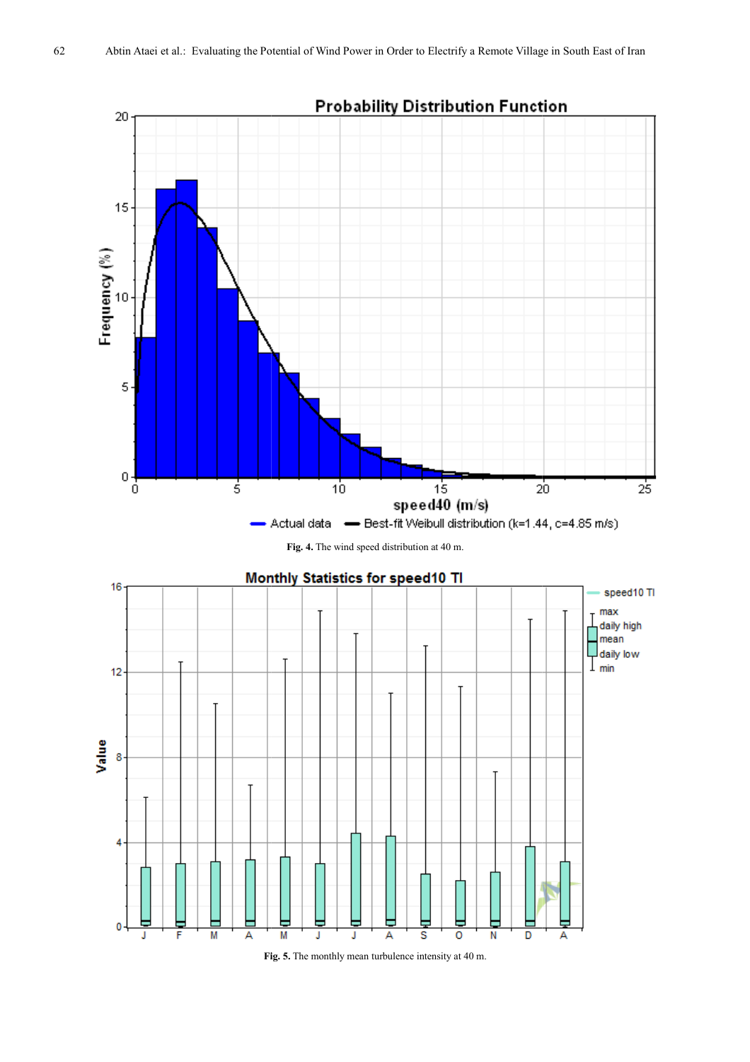**Fig. 4.** The wind speed distribution at 40 m.

**Fig. 5.** The monthly mean turbulence intensity at 40 m.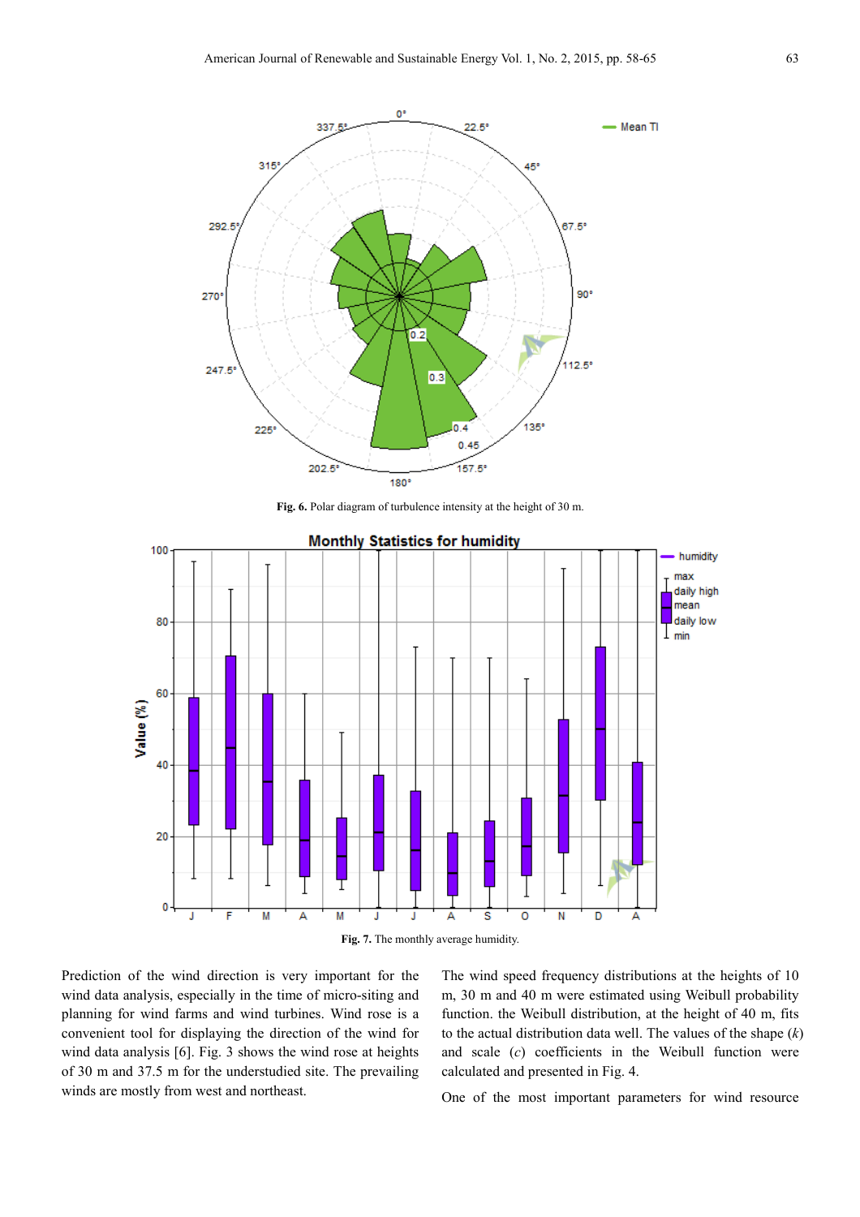**Fig. 6.** Polar diagram of turbulence intensity at the height of 30 m.

**Fig. 7.** The monthly average humidity.

Prediction of the wind direction is very important for the wind data analysis, especially in the time of micro-siting and planning for wind farms and wind turbines. Wind rose is a convenient tool for displaying the direction of the wind for wind data analysis [6]. Fig. 3 shows the wind rose at heights of 30 m and 37.5 m for the understudied site. The prevailing winds are mostly from west and northeast.

The wind speed frequency distributions at the heights of 10 m, 30 m and 40 m were estimated using Weibull probability function. the Weibull distribution, at the height of 40 m, fits to the actual distribution data well. The values of the shape ($k$) and scale ($c$) coefficients in the Weibull function were calculated and presented in Fig. 4.

One of the most important parameters for wind resource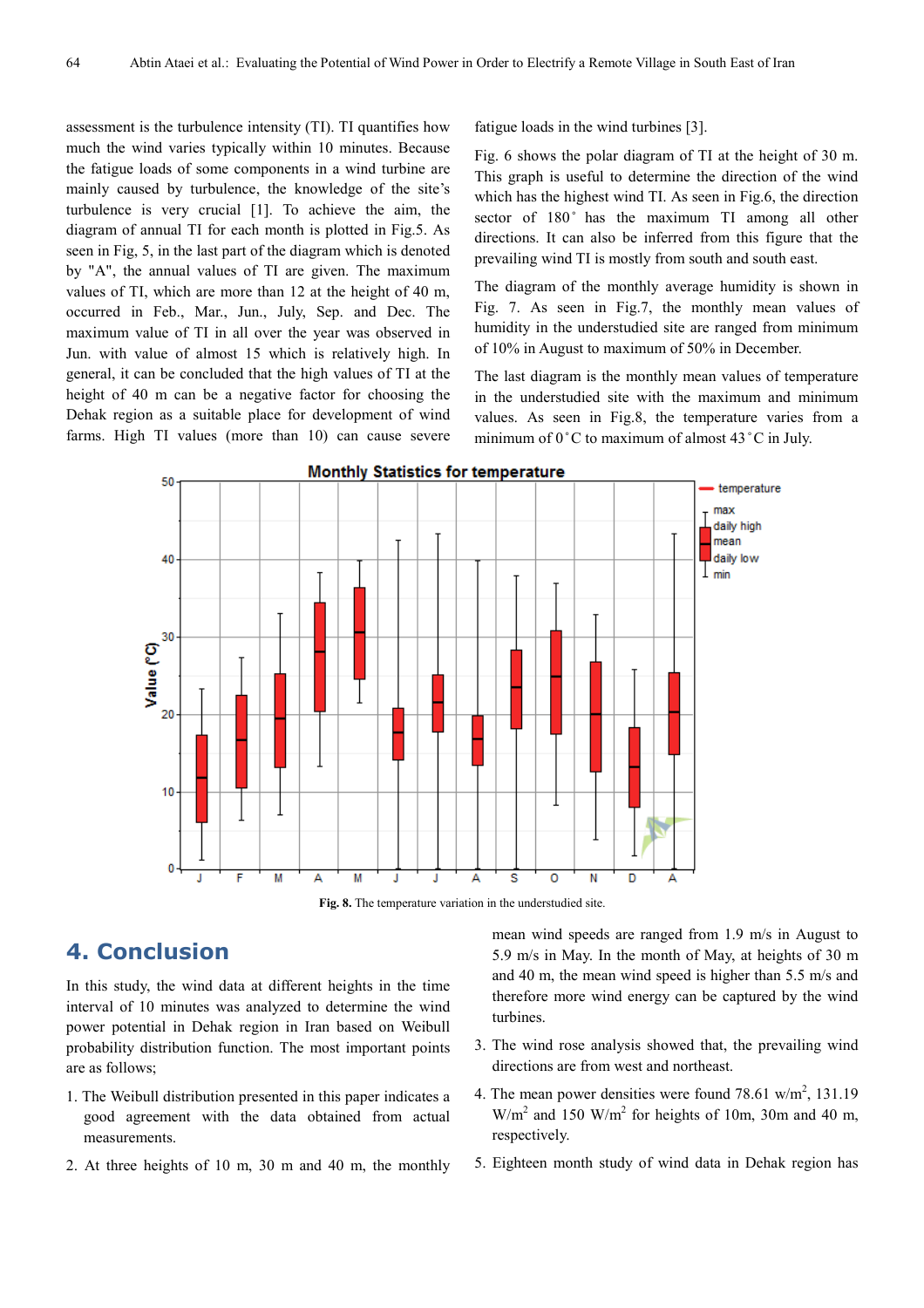assessment is the turbulence intensity (TI). TI quantifies how much the wind varies typically within 10 minutes. Because the fatigue loads of some components in a wind turbine are mainly caused by turbulence, the knowledge of the site's turbulence is very crucial [1]. To achieve the aim, the diagram of annual TI for each month is plotted in Fig.5. As seen in Fig, 5, in the last part of the diagram which is denoted by "A", the annual values of TI are given. The maximum values of TI, which are more than 12 at the height of 40 m, occurred in Feb., Mar., Jun., July, Sep. and Dec. The maximum value of TI in all over the year was observed in Jun. with value of almost 15 which is relatively high. In general, it can be concluded that the high values of TI at the height of 40 m can be a negative factor for choosing the Dehak region as a suitable place for development of wind farms. High TI values (more than 10) can cause severe fatigue loads in the wind turbines [3].

Fig. 6 shows the polar diagram of TI at the height of 30 m. This graph is useful to determine the direction of the wind which has the highest wind TI. As seen in Fig.6, the direction sector of 180˚ has the maximum TI among all other directions. It can also be inferred from this figure that the prevailing wind TI is mostly from south and south east.

The diagram of the monthly average humidity is shown in Fig. 7. As seen in Fig.7, the monthly mean values of humidity in the understudied site are ranged from minimum of 10% in August to maximum of 50% in December.

The last diagram is the monthly mean values of temperature in the understudied site with the maximum and minimum values. As seen in Fig.8, the temperature varies from a minimum of 0˚C to maximum of almost 43˚C in July.

**Fig. 8.** The temperature variation in the understudied site.

## 4. Conclusion

In this study, the wind data at different heights in the time interval of 10 minutes was analyzed to determine the wind power potential in Dehak region in Iran based on Weibull probability distribution function. The most important points are as follows;

1. The Weibull distribution presented in this paper indicates a good agreement with the data obtained from actual measurements.
2. At three heights of 10 m, 30 m and 40 m, the monthly mean wind speeds are ranged from 1.9 m/s in August to 5.9 m/s in May. In the month of May, at heights of 30 m and 40 m, the mean wind speed is higher than 5.5 m/s and therefore more wind energy can be captured by the wind turbines.
3. The wind rose analysis showed that, the prevailing wind directions are from west and northeast.
4. The mean power densities were found 78.61 w/m$^2$, 131.19 W/m$^2$ and 150 W/m$^2$ for heights of 10m, 30m and 40 m, respectively.
5. Eighteen month study of wind data in Dehak region has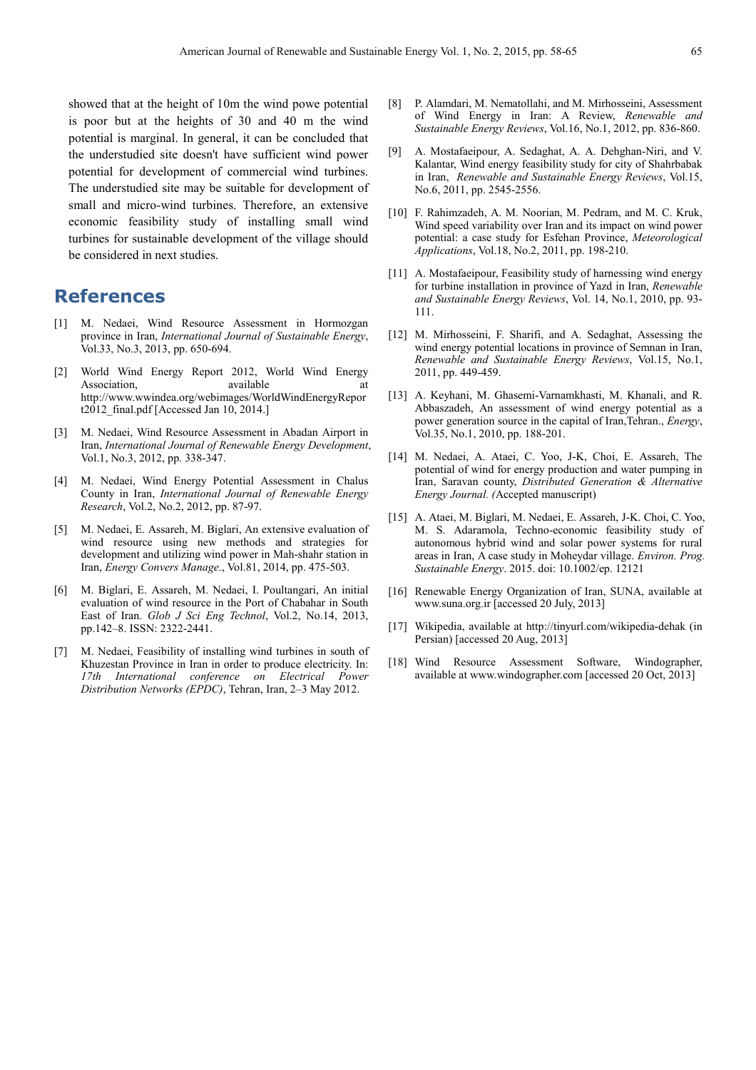showed that at the height of 10m the wind powe potential is poor but at the heights of 30 and 40 m the wind potential is marginal. In general, it can be concluded that the understudied site doesn't have sufficient wind power potential for development of commercial wind turbines. The understudied site may be suitable for development of small and micro-wind turbines. Therefore, an extensive economic feasibility study of installing small wind turbines for sustainable development of the village should be considered in next studies.

## References

[1] M. Nedaei, Wind Resource Assessment in Hormozgan province in Iran, *International Journal of Sustainable Energy*, Vol.33, No.3, 2013, pp. 650-694.

[2] World Wind Energy Report 2012, World Wind Energy Association, available at http://www.wwindea.org/webimages/WorldWindEnergyReport2012_final.pdf [Accessed Jan 10, 2014.]

[3] M. Nedaei, Wind Resource Assessment in Abadan Airport in Iran, *International Journal of Renewable Energy Development*, Vol.1, No.3, 2012, pp. 338-347.

[4] M. Nedaei, Wind Energy Potential Assessment in Chalus County in Iran, *International Journal of Renewable Energy Research*, Vol.2, No.2, 2012, pp. 87-97.

[5] M. Nedaei, E. Assareh, M. Biglari, An extensive evaluation of wind resource using new methods and strategies for development and utilizing wind power in Mah-shahr station in Iran, *Energy Convers Manage*., Vol.81, 2014, pp. 475-503.

[6] M. Biglari, E. Assareh, M. Nedaei, I. Poultangari, An initial evaluation of wind resource in the Port of Chabahar in South East of Iran. *Glob J Sci Eng Technol*, Vol.2, No.14, 2013, pp.142–8. ISSN: 2322-2441.

[7] M. Nedaei, Feasibility of installing wind turbines in south of Khuzestan Province in Iran in order to produce electricity. In: *17th International conference on Electrical Power Distribution Networks (EPDC)*, Tehran, Iran, 2–3 May 2012.

[8] P. Alamdari, M. Nematollahi, and M. Mirhosseini, Assessment of Wind Energy in Iran: A Review, *Renewable and Sustainable Energy Reviews*, Vol.16, No.1, 2012, pp. 836-860.

[9] A. Mostafaeipour, A. Sedaghat, A. A. Dehghan-Niri, and V. Kalantar, Wind energy feasibility study for city of Shahrbabak in Iran, *Renewable and Sustainable Energy Reviews*, Vol.15, No.6, 2011, pp. 2545-2556.

[10] F. Rahimzadeh, A. M. Noorian, M. Pedram, and M. C. Kruk, Wind speed variability over Iran and its impact on wind power potential: a case study for Esfehan Province, *Meteorological Applications*, Vol.18, No.2, 2011, pp. 198-210.

[11] A. Mostafaeipour, Feasibility study of harnessing wind energy for turbine installation in province of Yazd in Iran, *Renewable and Sustainable Energy Reviews*, Vol. 14, No.1, 2010, pp. 93-111.

[12] M. Mirhosseini, F. Sharifi, and A. Sedaghat, Assessing the wind energy potential locations in province of Semnan in Iran, *Renewable and Sustainable Energy Reviews*, Vol.15, No.1, 2011, pp. 449-459.

[13] A. Keyhani, M. Ghasemi-Varnamkhasti, M. Khanali, and R. Abbaszadeh, An assessment of wind energy potential as a power generation source in the capital of Iran,Tehran., *Energy*, Vol.35, No.1, 2010, pp. 188-201.

[14] M. Nedaei, A. Ataei, C. Yoo, J-K, Choi, E. Assareh, The potential of wind for energy production and water pumping in Iran, Saravan county, *Distributed Generation & Alternative Energy Journal. (*Accepted manuscript)

[15] A. Ataei, M. Biglari, M. Nedaei, E. Assareh, J-K. Choi, C. Yoo, M. S. Adaramola, Techno-economic feasibility study of autonomous hybrid wind and solar power systems for rural areas in Iran, A case study in Moheydar village. *Environ. Prog. Sustainable Energy*. 2015. doi: 10.1002/ep. 12121

[16] Renewable Energy Organization of Iran, SUNA, available at www.suna.org.ir [accessed 20 July, 2013]

[17] Wikipedia, available at http://tinyurl.com/wikipedia-dehak (in Persian) [accessed 20 Aug, 2013]

[18] Wind Resource Assessment Software, Windographer, available at www.windographer.com [accessed 20 Oct, 2013]